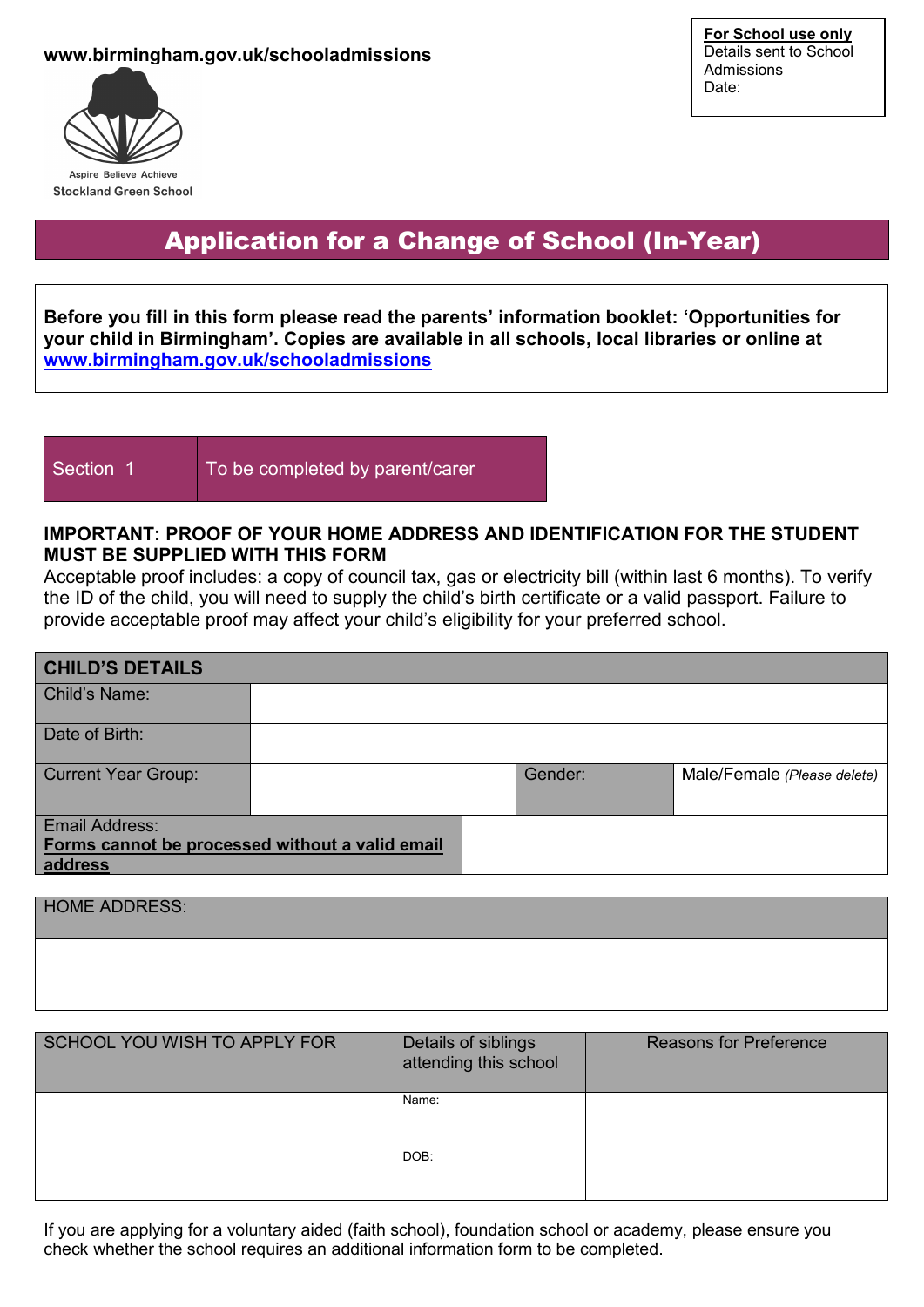www.birmingham.gov.uk/schooladmissions

Aspire Believe Achieve
Stockland Green School

| **For School use only** |
|---|
| Details sent to School Admissions |
| Date: |

# Application for a Change of School (In-Year)

**Before you fill in this form please read the parents' information booklet: 'Opportunities for your child in Birmingham'. Copies are available in all schools, local libraries or online at [www.birmingham.gov.uk/schooladmissions](http://www.birmingham.gov.uk/schooladmissions)**

| Section 1 | To be completed by parent/carer |
|---|---|

**IMPORTANT: PROOF OF YOUR HOME ADDRESS AND IDENTIFICATION FOR THE STUDENT MUST BE SUPPLIED WITH THIS FORM**

Acceptable proof includes: a copy of council tax, gas or electricity bill (within last 6 months). To verify the ID of the child, you will need to supply the child's birth certificate or a valid passport. Failure to provide acceptable proof may affect your child's eligibility for your preferred school.

| **CHILD'S DETAILS** | | | |
|---|---|---|---|
| Child's Name: | | | |
| Date of Birth: | | | |
| Current Year Group: | | Gender: | Male/Female *(Please delete)* |
| Email Address: **Forms cannot be processed without a valid email address** | | | |

| HOME ADDRESS: |
|---|
| |

| SCHOOL YOU WISH TO APPLY FOR | Details of siblings attending this school | Reasons for Preference |
|---|---|---|
| | Name:<br><br>DOB: | |

If you are applying for a voluntary aided (faith school), foundation school or academy, please ensure you check whether the school requires an additional information form to be completed.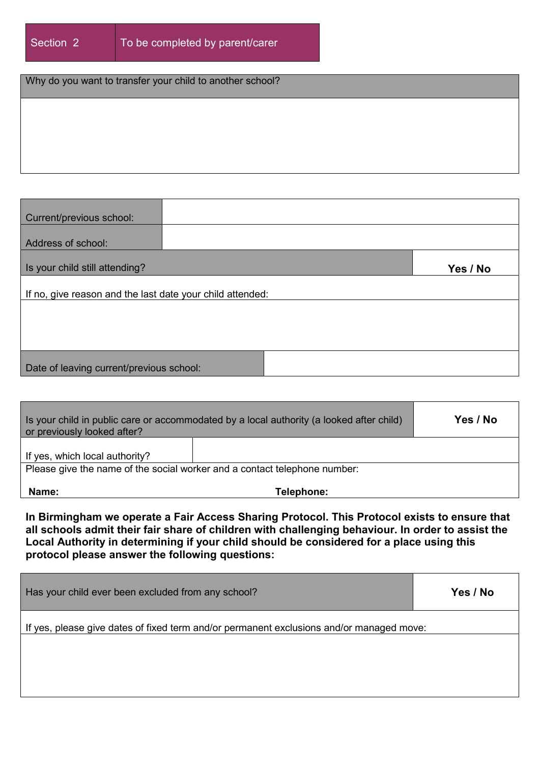| Section 2 | To be completed by parent/carer |
|---|---|

| Why do you want to transfer your child to another school? |
|---|
| |

| Current/previous school: | | |
|---|---|---|
| Address of school: | | |
| Is your child still attending? | | **Yes / No** |
| If no, give reason and the last date your child attended: | | |
| | | |
| Date of leaving current/previous school: | | |

| Is your child in public care or accommodated by a local authority (a looked after child) or previously looked after? | | **Yes / No** |
|---|---|---|
| If yes, which local authority? | | |
| Please give the name of the social worker and a contact telephone number: | | |
| **Name:** | **Telephone:** | |

**In Birmingham we operate a Fair Access Sharing Protocol. This Protocol exists to ensure that all schools admit their fair share of children with challenging behaviour. In order to assist the Local Authority in determining if your child should be considered for a place using this protocol please answer the following questions:**

| Has your child ever been excluded from any school? | **Yes / No** |
|---|---|
| If yes, please give dates of fixed term and/or permanent exclusions and/or managed move: | |
| | |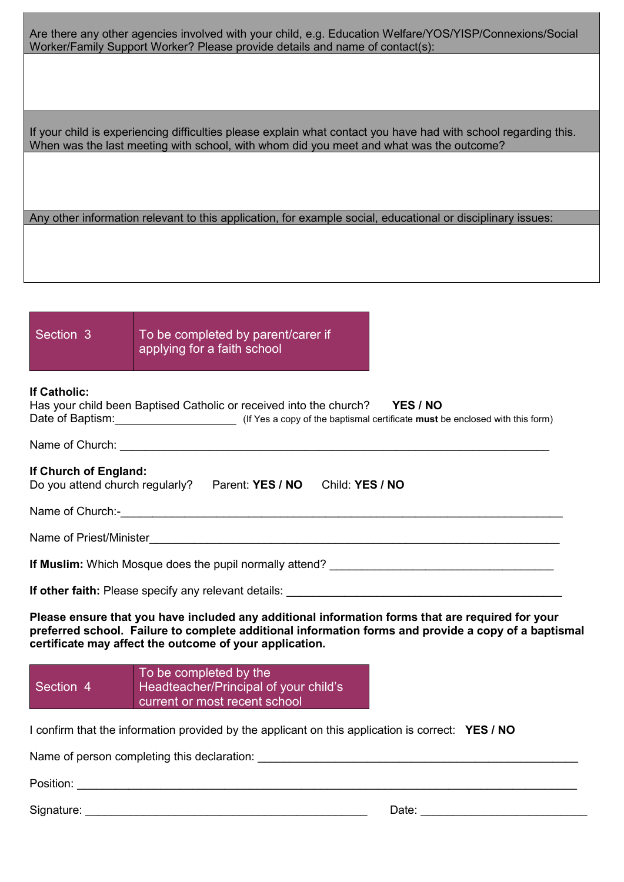| Are there any other agencies involved with your child, e.g. Education Welfare/YOS/YISP/Connexions/Social Worker/Family Support Worker? Please provide details and name of contact(s): |
|---|
| |

| If your child is experiencing difficulties please explain what contact you have had with school regarding this. When was the last meeting with school, with whom did you meet and what was the outcome? |
|---|
| |

| Any other information relevant to this application, for example social, educational or disciplinary issues: |
|---|
| |

| Section 3 | To be completed by parent/carer if applying for a faith school |
|---|---|

**If Catholic:**
Has your child been Baptised Catholic or received into the church? **YES / NO**
Date of Baptism:____________________ (If Yes a copy of the baptismal certificate **must** be enclosed with this form)

Name of Church: ______________________________________________________________________

**If Church of England:**
Do you attend church regularly? Parent: **YES / NO** Child: **YES / NO**

Name of Church:-_______________________________________________________________________

Name of Priest/Minister___________________________________________________________________

**If Muslim:** Which Mosque does the pupil normally attend? _____________________________________

**If other faith:** Please specify any relevant details: ____________________________________________

**Please ensure that you have included any additional information forms that are required for your preferred school. Failure to complete additional information forms and provide a copy of a baptismal certificate may affect the outcome of your application.**

| Section 4 | To be completed by the Headteacher/Principal of your child's current or most recent school |
|---|---|

I confirm that the information provided by the applicant on this application is correct: **YES / NO**

Name of person completing this declaration: ____________________________________________________

Position: ______________________________________________________________________________

Signature: _____________________________________________ Date: __________________________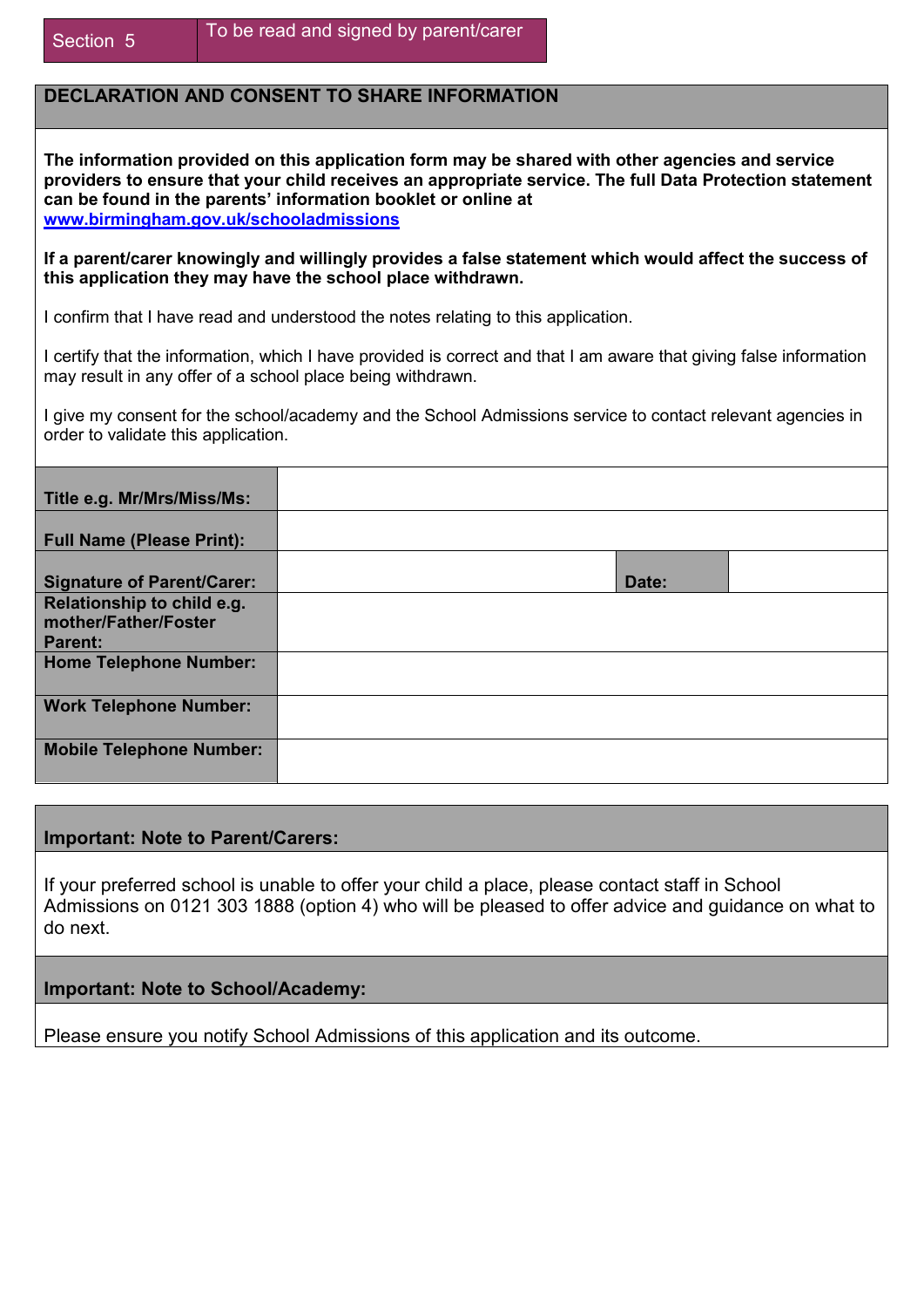| Section 5 | To be read and signed by parent/carer |
|---|---|

## DECLARATION AND CONSENT TO SHARE INFORMATION

**The information provided on this application form may be shared with other agencies and service providers to ensure that your child receives an appropriate service. The full Data Protection statement can be found in the parents' information booklet or online at [www.birmingham.gov.uk/schooladmissions](http://www.birmingham.gov.uk/schooladmissions)**

**If a parent/carer knowingly and willingly provides a false statement which would affect the success of this application they may have the school place withdrawn.**

I confirm that I have read and understood the notes relating to this application.

I certify that the information, which I have provided is correct and that I am aware that giving false information may result in any offer of a school place being withdrawn.

I give my consent for the school/academy and the School Admissions service to contact relevant agencies in order to validate this application.

| | | | |
|---|---|---|---|
| **Title e.g. Mr/Mrs/Miss/Ms:** | | | |
| **Full Name (Please Print):** | | | |
| **Signature of Parent/Carer:** | | **Date:** | |
| **Relationship to child e.g. mother/Father/Foster Parent:** | | | |
| **Home Telephone Number:** | | | |
| **Work Telephone Number:** | | | |
| **Mobile Telephone Number:** | | | |

### Important: Note to Parent/Carers:

If your preferred school is unable to offer your child a place, please contact staff in School Admissions on 0121 303 1888 (option 4) who will be pleased to offer advice and guidance on what to do next.

### Important: Note to School/Academy:

Please ensure you notify School Admissions of this application and its outcome.